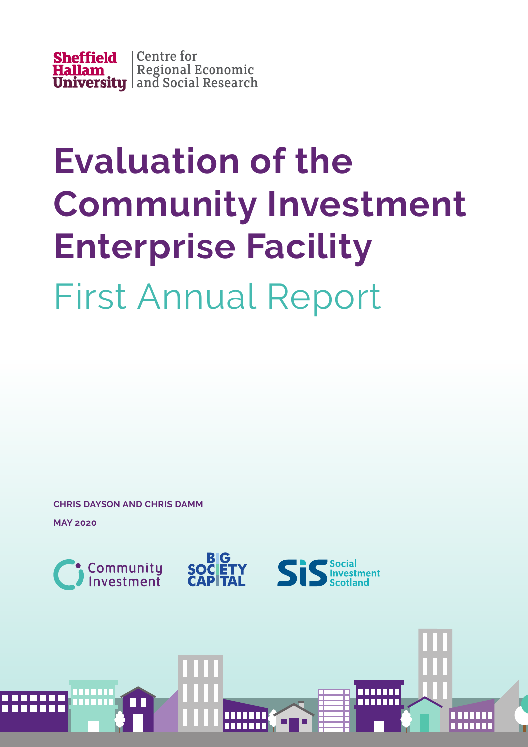Sheffield Hallam University | Centre for Regional Economic and Social Research

# Evaluation of the Community Investment Enterprise Facility

## First Annual Report

**CHRIS DAYSON AND CHRIS DAMM**

**MAY 2020**

Community Investment | BIG SOCIETY CAPITAL | SIS Social Investment Scotland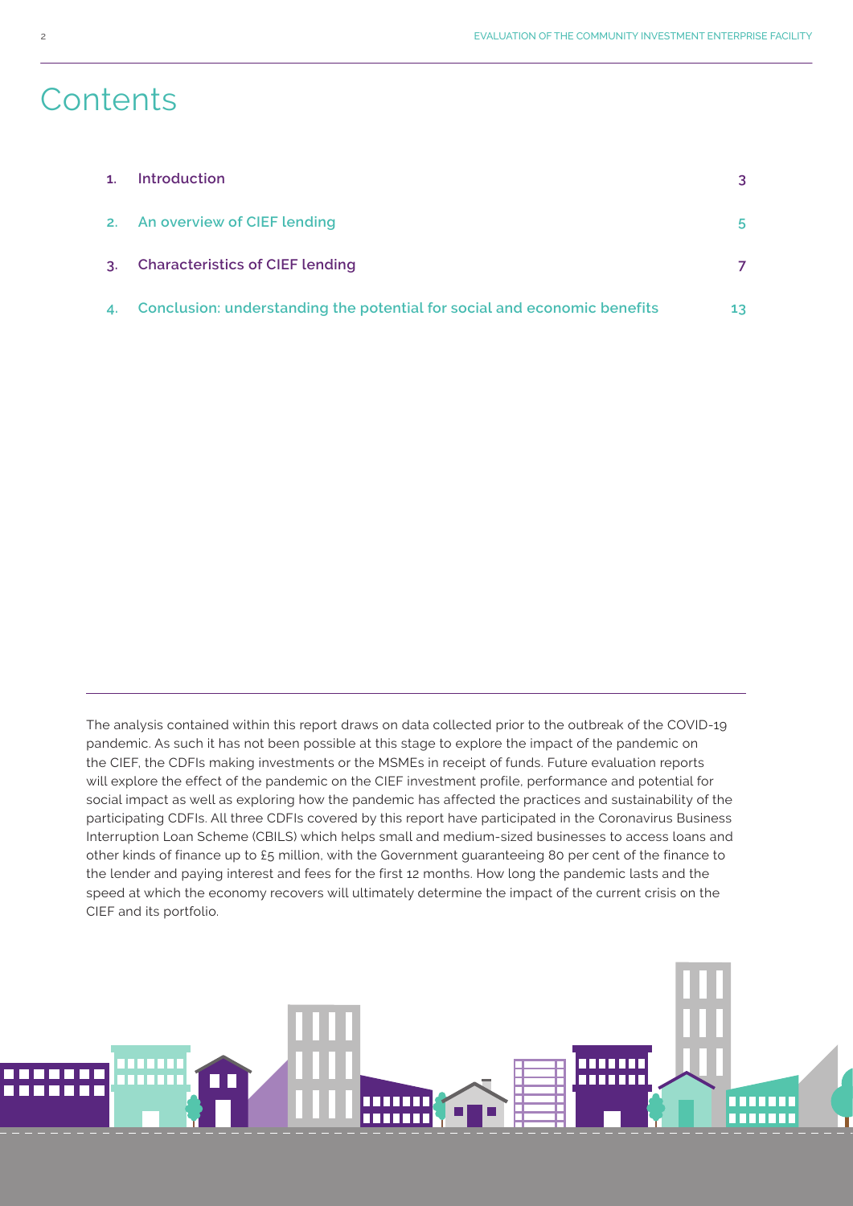# Contents

| | | |
|---|---|---|
| 1. | Introduction | 3 |
| 2. | An overview of CIEF lending | 5 |
| 3. | Characteristics of CIEF lending | 7 |
| 4. | Conclusion: understanding the potential for social and economic benefits | 13 |

The analysis contained within this report draws on data collected prior to the outbreak of the COVID-19 pandemic. As such it has not been possible at this stage to explore the impact of the pandemic on the CIEF, the CDFIs making investments or the MSMEs in receipt of funds. Future evaluation reports will explore the effect of the pandemic on the CIEF investment profile, performance and potential for social impact as well as exploring how the pandemic has affected the practices and sustainability of the participating CDFIs. All three CDFIs covered by this report have participated in the Coronavirus Business Interruption Loan Scheme (CBILS) which helps small and medium-sized businesses to access loans and other kinds of finance up to £5 million, with the Government guaranteeing 80 per cent of the finance to the lender and paying interest and fees for the first 12 months. How long the pandemic lasts and the speed at which the economy recovers will ultimately determine the impact of the current crisis on the CIEF and its portfolio.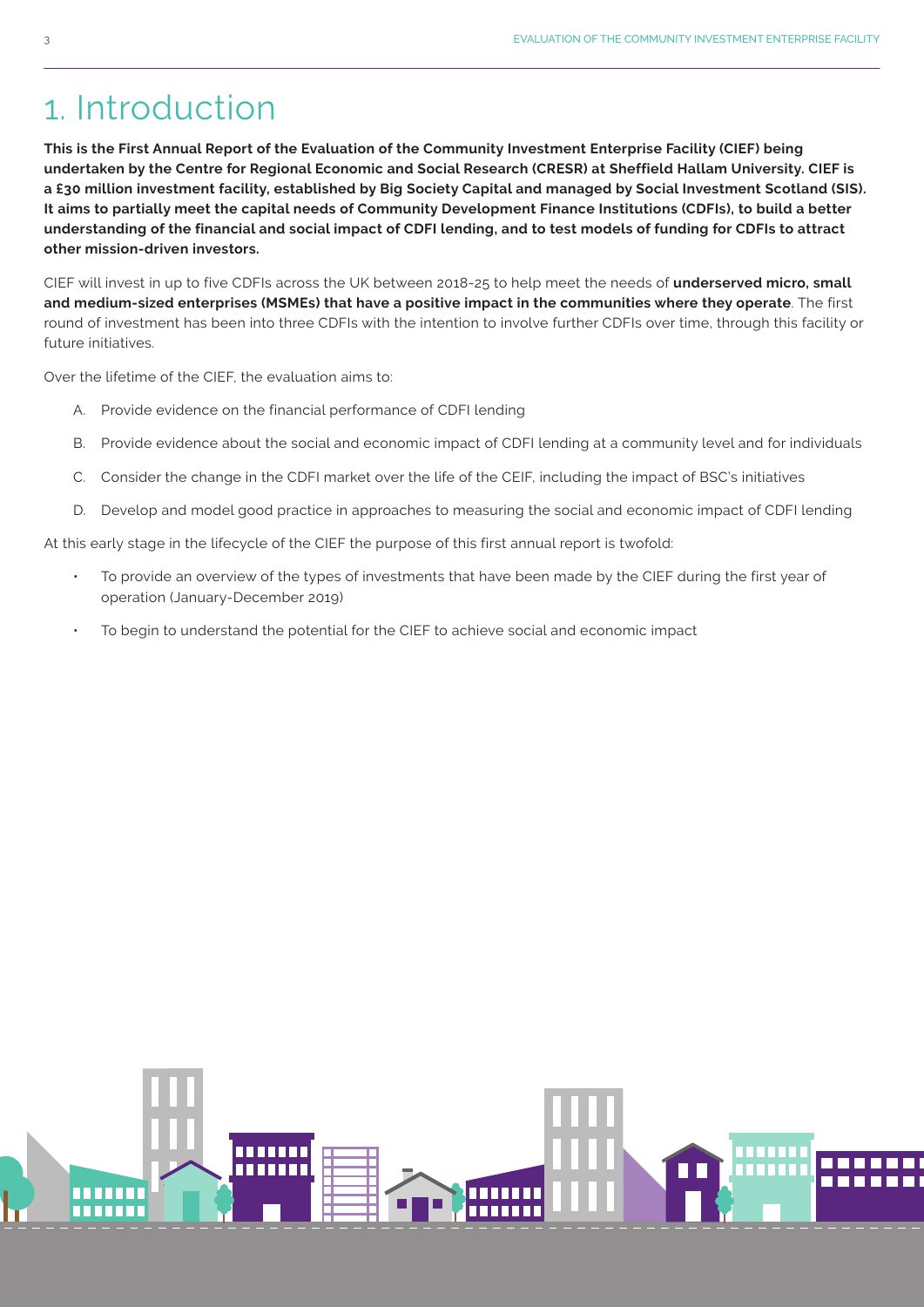# 1. Introduction

**This is the First Annual Report of the Evaluation of the Community Investment Enterprise Facility (CIEF) being undertaken by the Centre for Regional Economic and Social Research (CRESR) at Sheffield Hallam University. CIEF is a £30 million investment facility, established by Big Society Capital and managed by Social Investment Scotland (SIS). It aims to partially meet the capital needs of Community Development Finance Institutions (CDFIs), to build a better understanding of the financial and social impact of CDFI lending, and to test models of funding for CDFIs to attract other mission-driven investors.**

CIEF will invest in up to five CDFIs across the UK between 2018-25 to help meet the needs of **underserved micro, small and medium-sized enterprises (MSMEs) that have a positive impact in the communities where they operate**. The first round of investment has been into three CDFIs with the intention to involve further CDFIs over time, through this facility or future initiatives.

Over the lifetime of the CIEF, the evaluation aims to:

A. Provide evidence on the financial performance of CDFI lending

B. Provide evidence about the social and economic impact of CDFI lending at a community level and for individuals

C. Consider the change in the CDFI market over the life of the CEIF, including the impact of BSC's initiatives

D. Develop and model good practice in approaches to measuring the social and economic impact of CDFI lending

At this early stage in the lifecycle of the CIEF the purpose of this first annual report is twofold:

- To provide an overview of the types of investments that have been made by the CIEF during the first year of operation (January-December 2019)
- To begin to understand the potential for the CIEF to achieve social and economic impact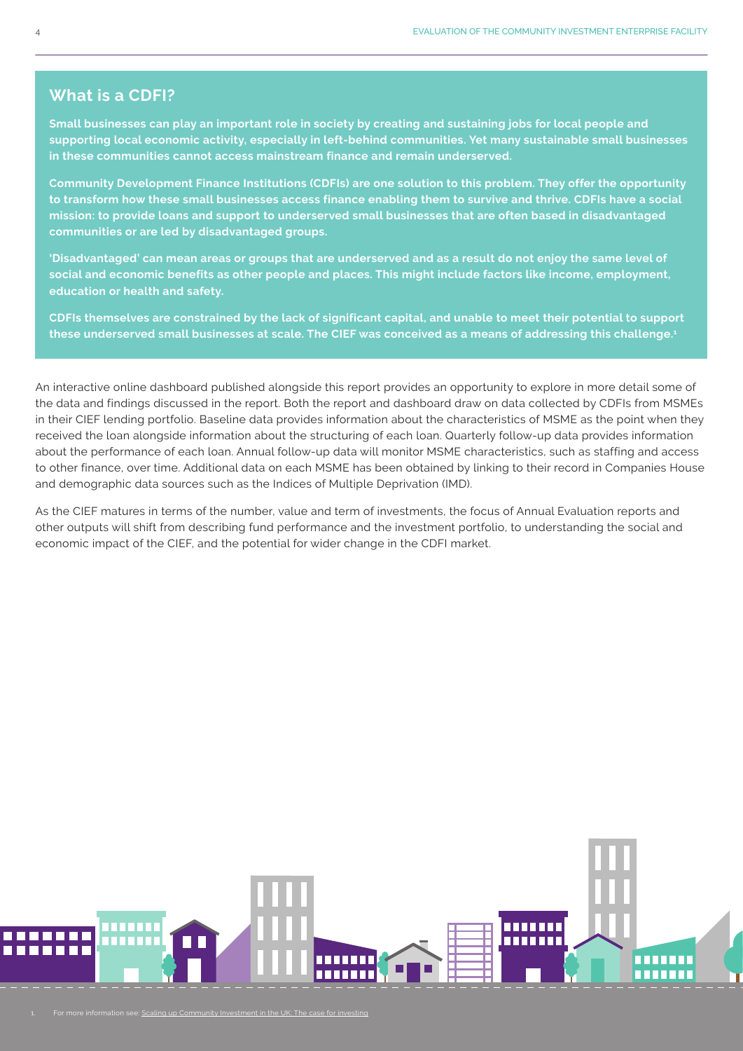## What is a CDFI?

**Small businesses can play an important role in society by creating and sustaining jobs for local people and supporting local economic activity, especially in left-behind communities. Yet many sustainable small businesses in these communities cannot access mainstream finance and remain underserved.**

**Community Development Finance Institutions (CDFIs) are one solution to this problem. They offer the opportunity to transform how these small businesses access finance enabling them to survive and thrive. CDFIs have a social mission: to provide loans and support to underserved small businesses that are often based in disadvantaged communities or are led by disadvantaged groups.**

**'Disadvantaged' can mean areas or groups that are underserved and as a result do not enjoy the same level of social and economic benefits as other people and places. This might include factors like income, employment, education or health and safety.**

**CDFIs themselves are constrained by the lack of significant capital, and unable to meet their potential to support these underserved small businesses at scale. The CIEF was conceived as a means of addressing this challenge.[1]**

An interactive online dashboard published alongside this report provides an opportunity to explore in more detail some of the data and findings discussed in the report. Both the report and dashboard draw on data collected by CDFIs from MSMEs in their CIEF lending portfolio. Baseline data provides information about the characteristics of MSME as the point when they received the loan alongside information about the structuring of each loan. Quarterly follow-up data provides information about the performance of each loan. Annual follow-up data will monitor MSME characteristics, such as staffing and access to other finance, over time. Additional data on each MSME has been obtained by linking to their record in Companies House and demographic data sources such as the Indices of Multiple Deprivation (IMD).

As the CIEF matures in terms of the number, value and term of investments, the focus of Annual Evaluation reports and other outputs will shift from describing fund performance and the investment portfolio, to understanding the social and economic impact of the CIEF, and the potential for wider change in the CDFI market.

1. For more information see: Scaling up Community Investment in the UK: The case for investing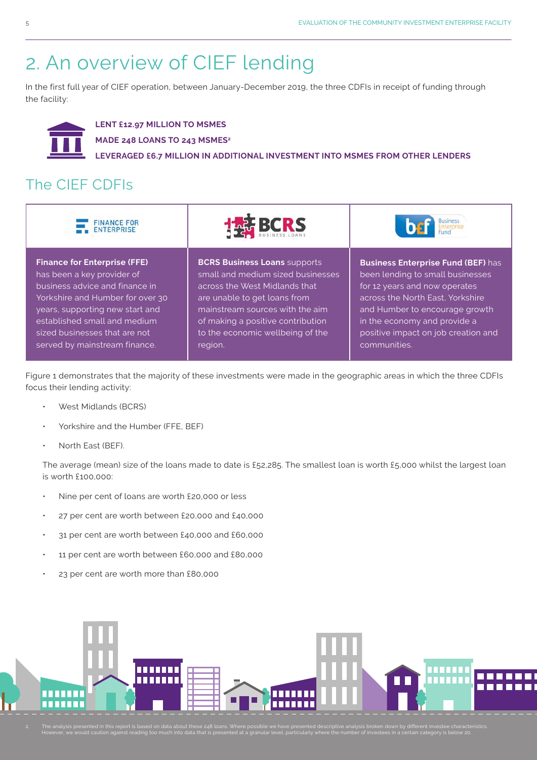# 2. An overview of CIEF lending

In the first full year of CIEF operation, between January-December 2019, the three CDFIs in receipt of funding through the facility:

**LENT £12.97 MILLION TO MSMES**

**MADE 248 LOANS TO 243 MSMES[2]**

**LEVERAGED £6.7 MILLION IN ADDITIONAL INVESTMENT INTO MSMES FROM OTHER LENDERS**

## The CIEF CDFIs

| FINANCE FOR ENTERPRISE | BCRS BUSINESS LOANS | Business Enterprise Fund |
|---|---|---|
| **Finance for Enterprise (FFE)** has been a key provider of business advice and finance in Yorkshire and Humber for over 30 years, supporting new start and established small and medium sized businesses that are not served by mainstream finance. | **BCRS Business Loans** supports small and medium sized businesses across the West Midlands that are unable to get loans from mainstream sources with the aim of making a positive contribution to the economic wellbeing of the region. | **Business Enterprise Fund (BEF)** has been lending to small businesses for 12 years and now operates across the North East, Yorkshire and Humber to encourage growth in the economy and provide a positive impact on job creation and communities. |

Figure 1 demonstrates that the majority of these investments were made in the geographic areas in which the three CDFIs focus their lending activity:

- West Midlands (BCRS)
- Yorkshire and the Humber (FFE, BEF)
- North East (BEF).

The average (mean) size of the loans made to date is £52,285. The smallest loan is worth £5,000 whilst the largest loan is worth £100,000:

- Nine per cent of loans are worth £20,000 or less
- 27 per cent are worth between £20,000 and £40,000
- 31 per cent are worth between £40,000 and £60,000
- 11 per cent are worth between £60,000 and £80,000
- 23 per cent are worth more than £80,000

2. The analysis presented in this report is based on data about these 248 loans. Where possible we have presented descriptive analysis broken down by different investee characteristics. However, we would caution against reading too much into data that is presented at a granular level, particularly where the number of investees in a certain category is below 20.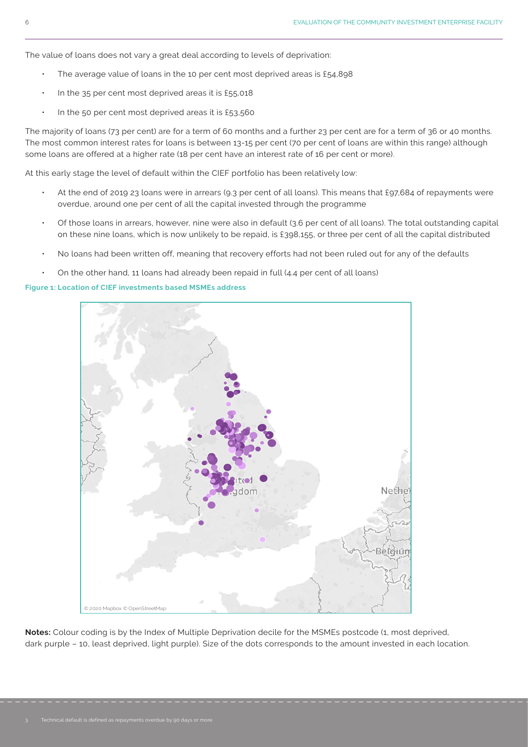The value of loans does not vary a great deal according to levels of deprivation:

- The average value of loans in the 10 per cent most deprived areas is £54,898
- In the 35 per cent most deprived areas it is £55,018
- In the 50 per cent most deprived areas it is £53,560

The majority of loans (73 per cent) are for a term of 60 months and a further 23 per cent are for a term of 36 or 40 months. The most common interest rates for loans is between 13-15 per cent (70 per cent of loans are within this range) although some loans are offered at a higher rate (18 per cent have an interest rate of 16 per cent or more).

At this early stage the level of default within the CIEF portfolio has been relatively low:

- At the end of 2019 23 loans were in arrears (9.3 per cent of all loans). This means that £97,684 of repayments were overdue, around one per cent of all the capital invested through the programme
- Of those loans in arrears, however, nine were also in default (3.6 per cent of all loans). The total outstanding capital on these nine loans, which is now unlikely to be repaid, is £398,155, or three per cent of all the capital distributed
- No loans had been written off, meaning that recovery efforts had not been ruled out for any of the defaults
- On the other hand, 11 loans had already been repaid in full (4.4 per cent of all loans)

**Figure 1: Location of CIEF investments based MSMEs address**

**Notes:** Colour coding is by the Index of Multiple Deprivation decile for the MSMEs postcode (1, most deprived, dark purple – 10, least deprived, light purple). Size of the dots corresponds to the amount invested in each location.

3. Technical default is defined as repayments overdue by 90 days or more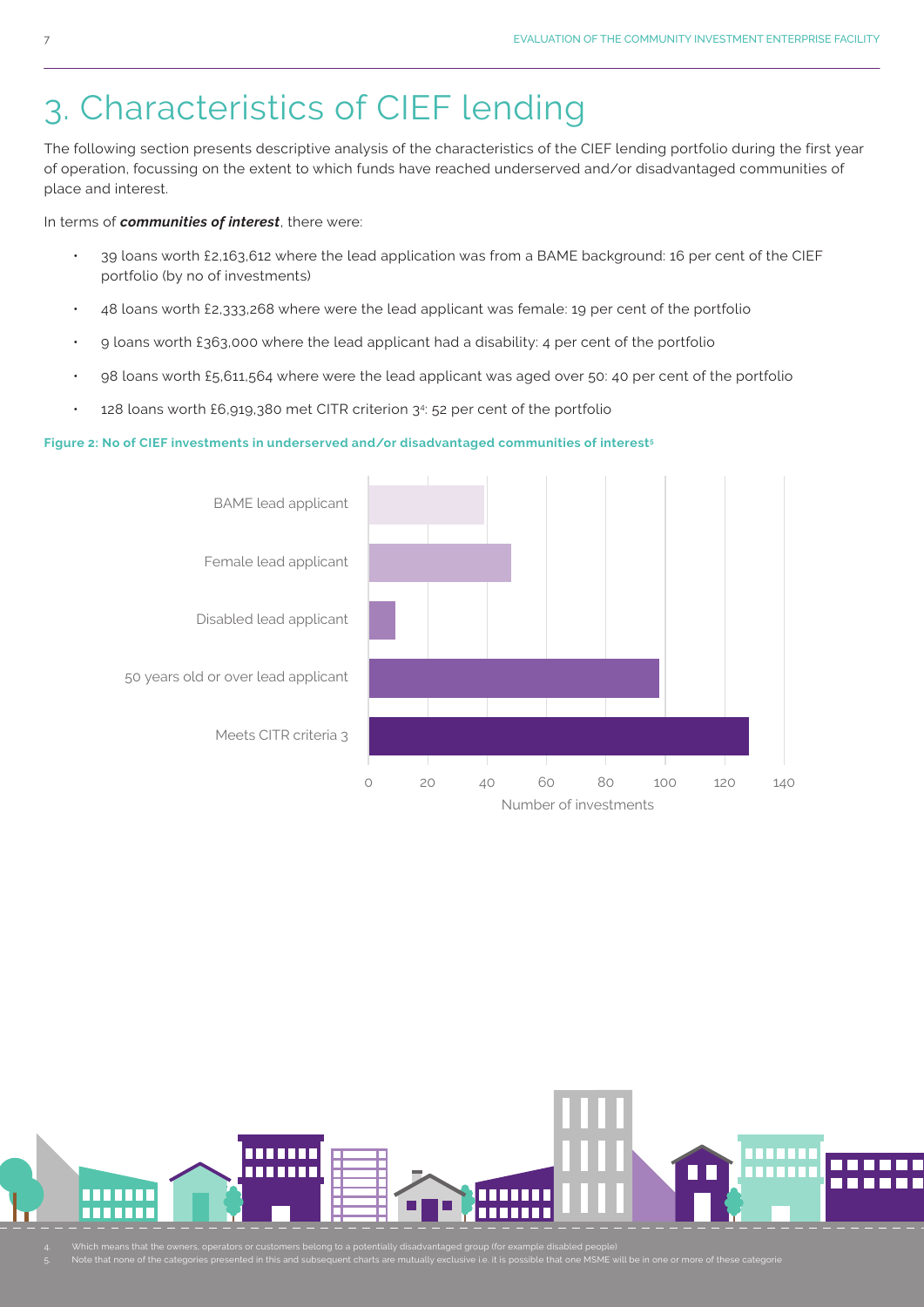# 3. Characteristics of CIEF lending

The following section presents descriptive analysis of the characteristics of the CIEF lending portfolio during the first year of operation, focussing on the extent to which funds have reached underserved and/or disadvantaged communities of place and interest.

In terms of ***communities of interest***, there were:

- 39 loans worth £2,163,612 where the lead application was from a BAME background: 16 per cent of the CIEF portfolio (by no of investments)
- 48 loans worth £2,333,268 where were the lead applicant was female: 19 per cent of the portfolio
- 9 loans worth £363,000 where the lead applicant had a disability: 4 per cent of the portfolio
- 98 loans worth £5,611,564 where were the lead applicant was aged over 50: 40 per cent of the portfolio
- 128 loans worth £6,919,380 met CITR criterion 3[4]: 52 per cent of the portfolio

**Figure 2: No of CIEF investments in underserved and/or disadvantaged communities of interest[5]**

| Category | Number of investments |
|---|---|
| BAME lead applicant | 39 |
| Female lead applicant | 48 |
| Disabled lead applicant | 9 |
| 50 years old or over lead applicant | 98 |
| Meets CITR criteria 3 | 128 |

4. Which means that the owners, operators or customers belong to a potentially disadvantaged group (for example disabled people)
5. Note that none of the categories presented in this and subsequent charts are mutually exclusive i.e. it is possible that one MSME will be in one or more of these categorie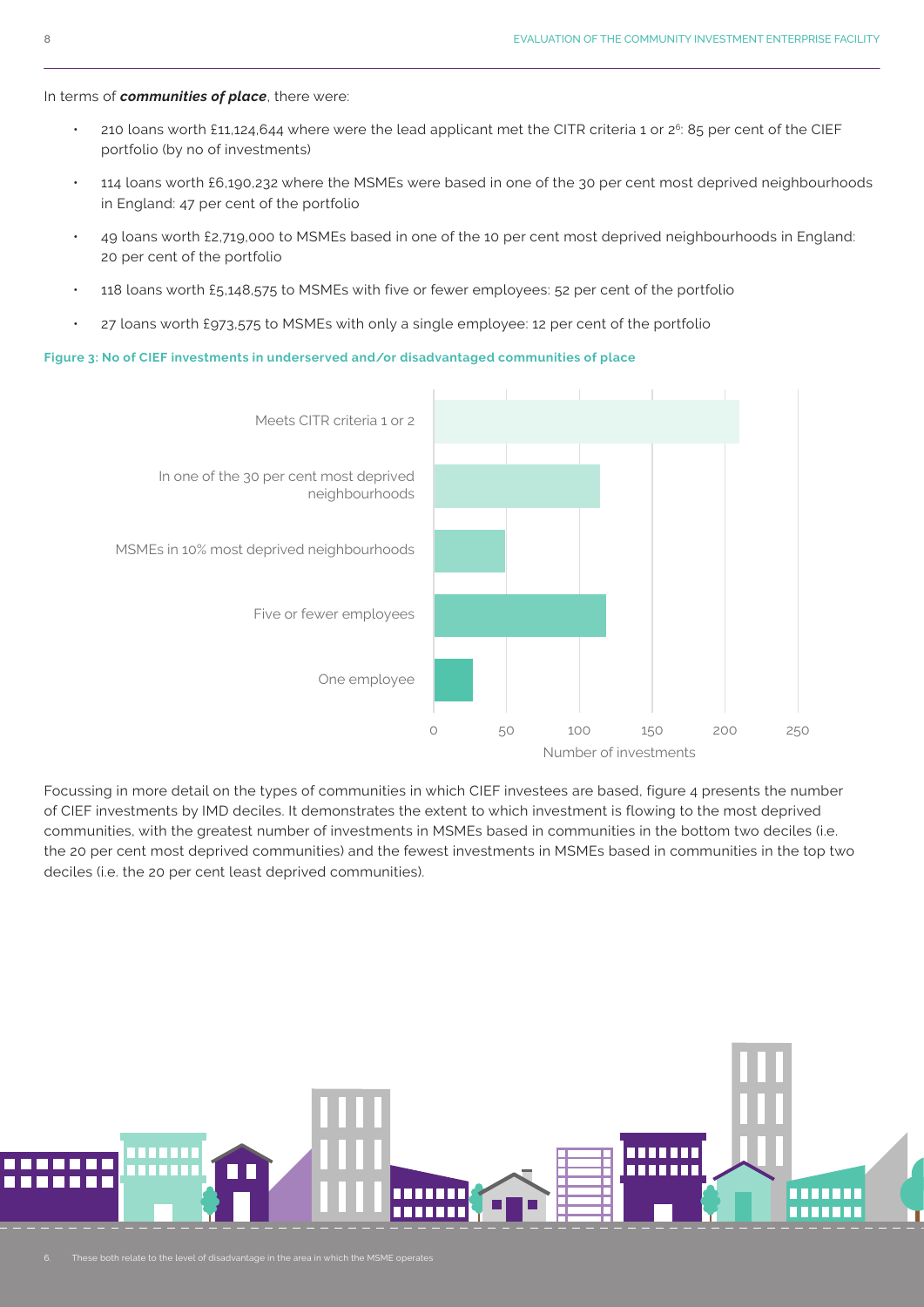In terms of ***communities of place***, there were:

- 210 loans worth £11,124,644 where were the lead applicant met the CITR criteria 1 or 2[6]: 85 per cent of the CIEF portfolio (by no of investments)
- 114 loans worth £6,190,232 where the MSMEs were based in one of the 30 per cent most deprived neighbourhoods in England: 47 per cent of the portfolio
- 49 loans worth £2,719,000 to MSMEs based in one of the 10 per cent most deprived neighbourhoods in England: 20 per cent of the portfolio
- 118 loans worth £5,148,575 to MSMEs with five or fewer employees: 52 per cent of the portfolio
- 27 loans worth £973,575 to MSMEs with only a single employee: 12 per cent of the portfolio

**Figure 3: No of CIEF investments in underserved and/or disadvantaged communities of place**

| Category | Number of investments |
|---|---|
| Meets CITR criteria 1 or 2 | 210 |
| In one of the 30 per cent most deprived neighbourhoods | 114 |
| MSMEs in 10% most deprived neighbourhoods | 49 |
| Five or fewer employees | 118 |
| One employee | 27 |

Focussing in more detail on the types of communities in which CIEF investees are based, figure 4 presents the number of CIEF investments by IMD deciles. It demonstrates the extent to which investment is flowing to the most deprived communities, with the greatest number of investments in MSMEs based in communities in the bottom two deciles (i.e. the 20 per cent most deprived communities) and the fewest investments in MSMEs based in communities in the top two deciles (i.e. the 20 per cent least deprived communities).

6. These both relate to the level of disadvantage in the area in which the MSME operates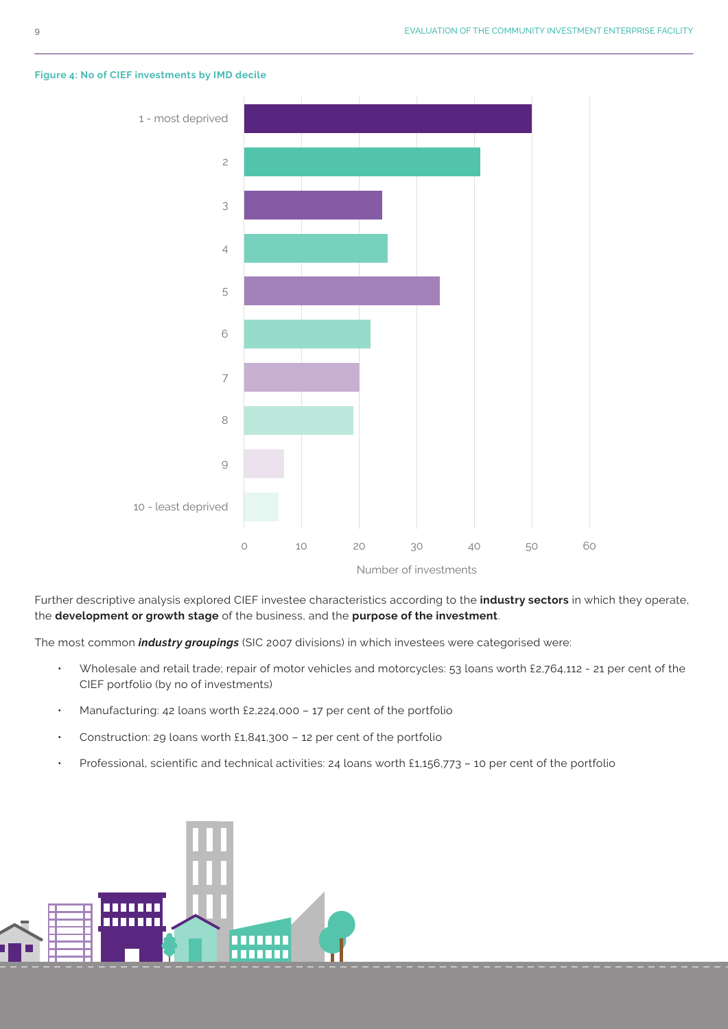**Figure 4: No of CIEF investments by IMD decile**

| IMD decile | Number of investments |
| --- | --- |
| 1 - most deprived | 50 |
| 2 | 41 |
| 3 | 24 |
| 4 | 25 |
| 5 | 34 |
| 6 | 22 |
| 7 | 20 |
| 8 | 19 |
| 9 | 7 |
| 10 - least deprived | 6 |

Further descriptive analysis explored CIEF investee characteristics according to the **industry sectors** in which they operate, the **development or growth stage** of the business, and the **purpose of the investment**.

The most common ***industry groupings*** (SIC 2007 divisions) in which investees were categorised were:

- Wholesale and retail trade; repair of motor vehicles and motorcycles: 53 loans worth £2,764,112 - 21 per cent of the CIEF portfolio (by no of investments)
- Manufacturing: 42 loans worth £2,224,000 – 17 per cent of the portfolio
- Construction: 29 loans worth £1,841,300 – 12 per cent of the portfolio
- Professional, scientific and technical activities: 24 loans worth £1,156,773 – 10 per cent of the portfolio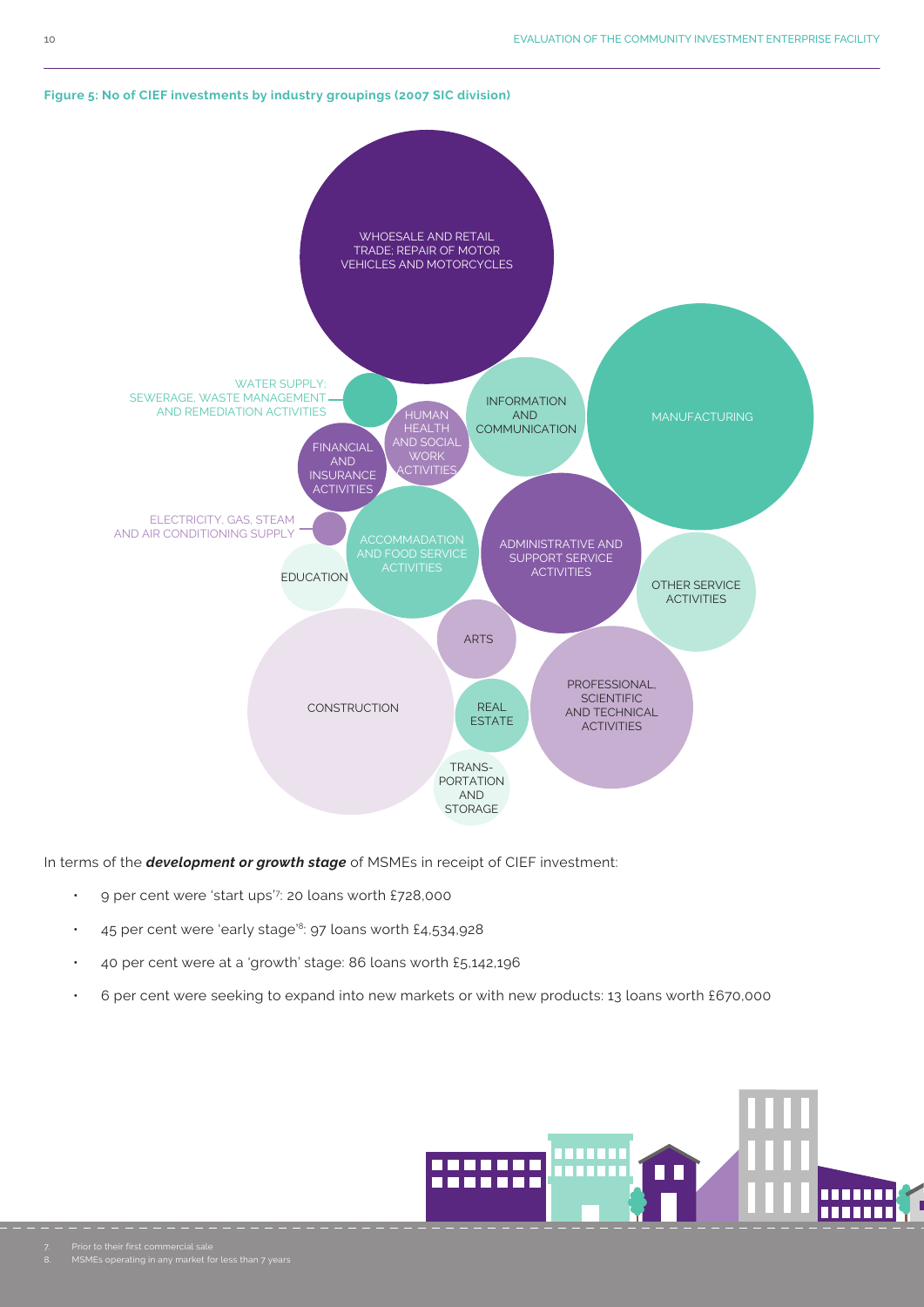**Figure 5: No of CIEF investments by industry groupings (2007 SIC division)**

WHOESALE AND RETAIL TRADE; REPAIR OF MOTOR VEHICLES AND MOTORCYCLES

MANUFACTURING

WATER SUPPLY; SEWERAGE, WASTE MANAGEMENT AND REMEDIATION ACTIVITIES

HUMAN HEALTH AND SOCIAL WORK ACTIVITIES

INFORMATION AND COMMUNICATION

FINANCIAL AND INSURANCE ACTIVITIES

ELECTRICITY, GAS, STEAM AND AIR CONDITIONING SUPPLY

ACCOMMODATION AND FOOD SERVICE ACTIVITIES

ADMINISTRATIVE AND SUPPORT SERVICE ACTIVITIES

EDUCATION

OTHER SERVICE ACTIVITIES

ARTS

CONSTRUCTION

REAL ESTATE

PROFESSIONAL, SCIENTIFIC AND TECHNICAL ACTIVITIES

TRANS-PORTATION AND STORAGE

In terms of the ***development or growth stage*** of MSMEs in receipt of CIEF investment:

- 9 per cent were 'start ups'[7]: 20 loans worth £728,000
- 45 per cent were 'early stage'[8]: 97 loans worth £4,534,928
- 40 per cent were at a 'growth' stage: 86 loans worth £5,142,196
- 6 per cent were seeking to expand into new markets or with new products: 13 loans worth £670,000

7. Prior to their first commercial sale
8. MSMEs operating in any market for less than 7 years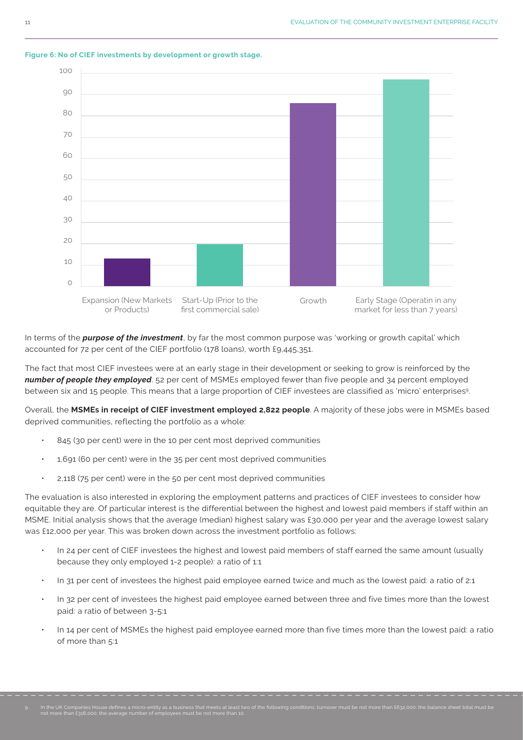**Figure 6: No of CIEF investments by development or growth stage.**

| Stage | No of investments (approx.) |
|---|---|
| Expansion (New Markets or Products) | 13 |
| Start-Up (Prior to the first commercial sale) | 20 |
| Growth | 86 |
| Early Stage (Operatin in any market for less than 7 years) | 97 |

In terms of the ***purpose of the investment***, by far the most common purpose was 'working or growth capital' which accounted for 72 per cent of the CIEF portfolio (178 loans), worth £9,445,351.

The fact that most CIEF investees were at an early stage in their development or seeking to grow is reinforced by the ***number of people they employed***. 52 per cent of MSMEs employed fewer than five people and 34 percent employed between six and 15 people. This means that a large proportion of CIEF investees are classified as 'micro' enterprises[9].

Overall, the **MSMEs in receipt of CIEF investment employed 2,822 people**. A majority of these jobs were in MSMEs based deprived communities, reflecting the portfolio as a whole:

- 845 (30 per cent) were in the 10 per cent most deprived communities
- 1,691 (60 per cent) were in the 35 per cent most deprived communities
- 2,118 (75 per cent) were in the 50 per cent most deprived communities

The evaluation is also interested in exploring the employment patterns and practices of CIEF investees to consider how equitable they are. Of particular interest is the differential between the highest and lowest paid members if staff within an MSME. Initial analysis shows that the average (median) highest salary was £30,000 per year and the average lowest salary was £12,000 per year. This was broken down across the investment portfolio as follows:

- In 24 per cent of CIEF investees the highest and lowest paid members of staff earned the same amount (usually because they only employed 1-2 people): a ratio of 1:1
- In 31 per cent of investees the highest paid employee earned twice and much as the lowest paid: a ratio of 2:1
- In 32 per cent of investees the highest paid employee earned between three and five times more than the lowest paid: a ratio of between 3-5:1
- In 14 per cent of MSMEs the highest paid employee earned more than five times more than the lowest paid: a ratio of more than 5:1

9. In the UK Companies House defines a micro-entity as a business that meets at least two of the following conditions: turnover must be not more than £632,000; the balance sheet total must be not more than £316,000; the average number of employees must be not more than 10.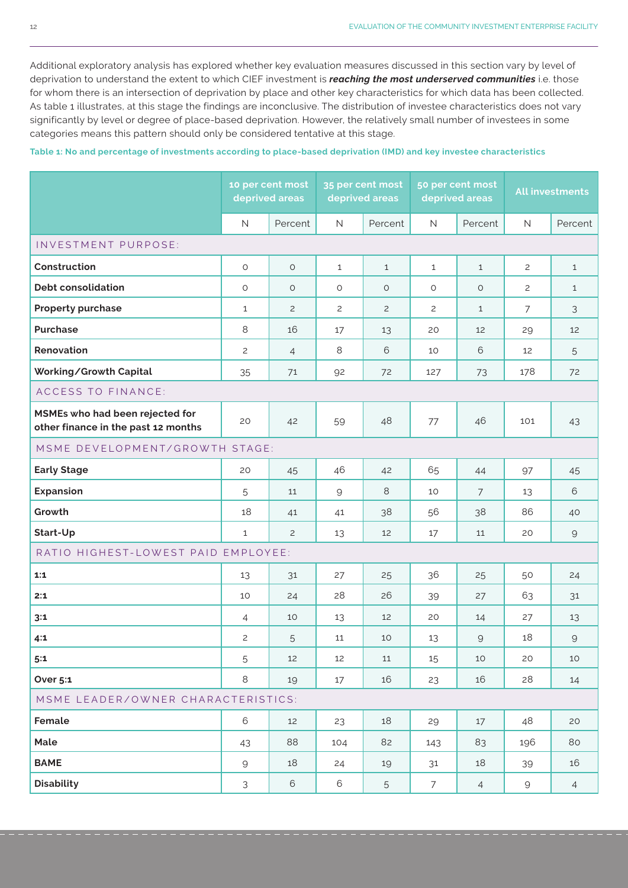Additional exploratory analysis has explored whether key evaluation measures discussed in this section vary by level of deprivation to understand the extent to which CIEF investment is ***reaching the most underserved communities*** i.e. those for whom there is an intersection of deprivation by place and other key characteristics for which data has been collected. As table 1 illustrates, at this stage the findings are inconclusive. The distribution of investee characteristics does not vary significantly by level or degree of place-based deprivation. However, the relatively small number of investees in some categories means this pattern should only be considered tentative at this stage.

**Table 1: No and percentage of investments according to place-based deprivation (IMD) and key investee characteristics**

| | 10 per cent most deprived areas | | 35 per cent most deprived areas | | 50 per cent most deprived areas | | All investments | |
|---|---|---|---|---|---|---|---|---|
| | N | Percent | N | Percent | N | Percent | N | Percent |
| INVESTMENT PURPOSE: | | | | | | | | |
| **Construction** | 0 | 0 | 1 | 1 | 1 | 1 | 2 | 1 |
| **Debt consolidation** | 0 | 0 | 0 | 0 | 0 | 0 | 2 | 1 |
| **Property purchase** | 1 | 2 | 2 | 2 | 2 | 1 | 7 | 3 |
| **Purchase** | 8 | 16 | 17 | 13 | 20 | 12 | 29 | 12 |
| **Renovation** | 2 | 4 | 8 | 6 | 10 | 6 | 12 | 5 |
| **Working/Growth Capital** | 35 | 71 | 92 | 72 | 127 | 73 | 178 | 72 |
| ACCESS TO FINANCE: | | | | | | | | |
| **MSMEs who had been rejected for other finance in the past 12 months** | 20 | 42 | 59 | 48 | 77 | 46 | 101 | 43 |
| MSME DEVELOPMENT/GROWTH STAGE: | | | | | | | | |
| **Early Stage** | 20 | 45 | 46 | 42 | 65 | 44 | 97 | 45 |
| **Expansion** | 5 | 11 | 9 | 8 | 10 | 7 | 13 | 6 |
| **Growth** | 18 | 41 | 41 | 38 | 56 | 38 | 86 | 40 |
| **Start-Up** | 1 | 2 | 13 | 12 | 17 | 11 | 20 | 9 |
| RATIO HIGHEST-LOWEST PAID EMPLOYEE: | | | | | | | | |
| **1:1** | 13 | 31 | 27 | 25 | 36 | 25 | 50 | 24 |
| **2:1** | 10 | 24 | 28 | 26 | 39 | 27 | 63 | 31 |
| **3:1** | 4 | 10 | 13 | 12 | 20 | 14 | 27 | 13 |
| **4:1** | 2 | 5 | 11 | 10 | 13 | 9 | 18 | 9 |
| **5:1** | 5 | 12 | 12 | 11 | 15 | 10 | 20 | 10 |
| **Over 5:1** | 8 | 19 | 17 | 16 | 23 | 16 | 28 | 14 |
| MSME LEADER/OWNER CHARACTERISTICS: | | | | | | | | |
| **Female** | 6 | 12 | 23 | 18 | 29 | 17 | 48 | 20 |
| **Male** | 43 | 88 | 104 | 82 | 143 | 83 | 196 | 80 |
| **BAME** | 9 | 18 | 24 | 19 | 31 | 18 | 39 | 16 |
| **Disability** | 3 | 6 | 6 | 5 | 7 | 4 | 9 | 4 |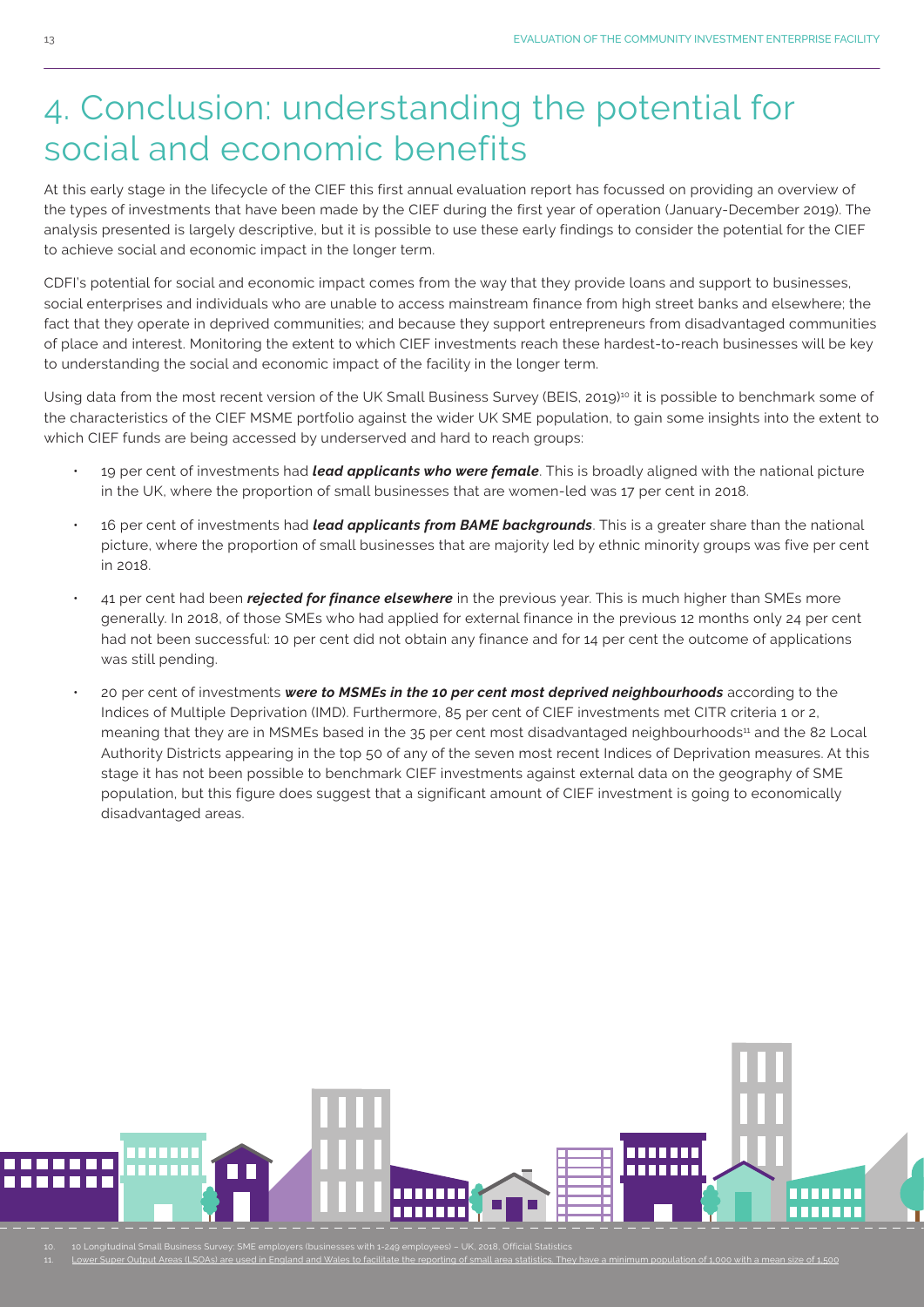# 4. Conclusion: understanding the potential for social and economic benefits

At this early stage in the lifecycle of the CIEF this first annual evaluation report has focussed on providing an overview of the types of investments that have been made by the CIEF during the first year of operation (January-December 2019). The analysis presented is largely descriptive, but it is possible to use these early findings to consider the potential for the CIEF to achieve social and economic impact in the longer term.

CDFI's potential for social and economic impact comes from the way that they provide loans and support to businesses, social enterprises and individuals who are unable to access mainstream finance from high street banks and elsewhere; the fact that they operate in deprived communities; and because they support entrepreneurs from disadvantaged communities of place and interest. Monitoring the extent to which CIEF investments reach these hardest-to-reach businesses will be key to understanding the social and economic impact of the facility in the longer term.

Using data from the most recent version of the UK Small Business Survey (BEIS, 2019)[10] it is possible to benchmark some of the characteristics of the CIEF MSME portfolio against the wider UK SME population, to gain some insights into the extent to which CIEF funds are being accessed by underserved and hard to reach groups:

- 19 per cent of investments had ***lead applicants who were female***. This is broadly aligned with the national picture in the UK, where the proportion of small businesses that are women-led was 17 per cent in 2018.
- 16 per cent of investments had ***lead applicants from BAME backgrounds***. This is a greater share than the national picture, where the proportion of small businesses that are majority led by ethnic minority groups was five per cent in 2018.
- 41 per cent had been ***rejected for finance elsewhere*** in the previous year. This is much higher than SMEs more generally. In 2018, of those SMEs who had applied for external finance in the previous 12 months only 24 per cent had not been successful: 10 per cent did not obtain any finance and for 14 per cent the outcome of applications was still pending.
- 20 per cent of investments ***were to MSMEs in the 10 per cent most deprived neighbourhoods*** according to the Indices of Multiple Deprivation (IMD). Furthermore, 85 per cent of CIEF investments met CITR criteria 1 or 2, meaning that they are in MSMEs based in the 35 per cent most disadvantaged neighbourhoods[11] and the 82 Local Authority Districts appearing in the top 50 of any of the seven most recent Indices of Deprivation measures. At this stage it has not been possible to benchmark CIEF investments against external data on the geography of SME population, but this figure does suggest that a significant amount of CIEF investment is going to economically disadvantaged areas.

10. 10 Longitudinal Small Business Survey: SME employers (businesses with 1-249 employees) – UK, 2018, Official Statistics
11. Lower Super Output Areas (LSOAs) are used in England and Wales to facilitate the reporting of small area statistics. They have a minimum population of 1,000 with a mean size of 1,500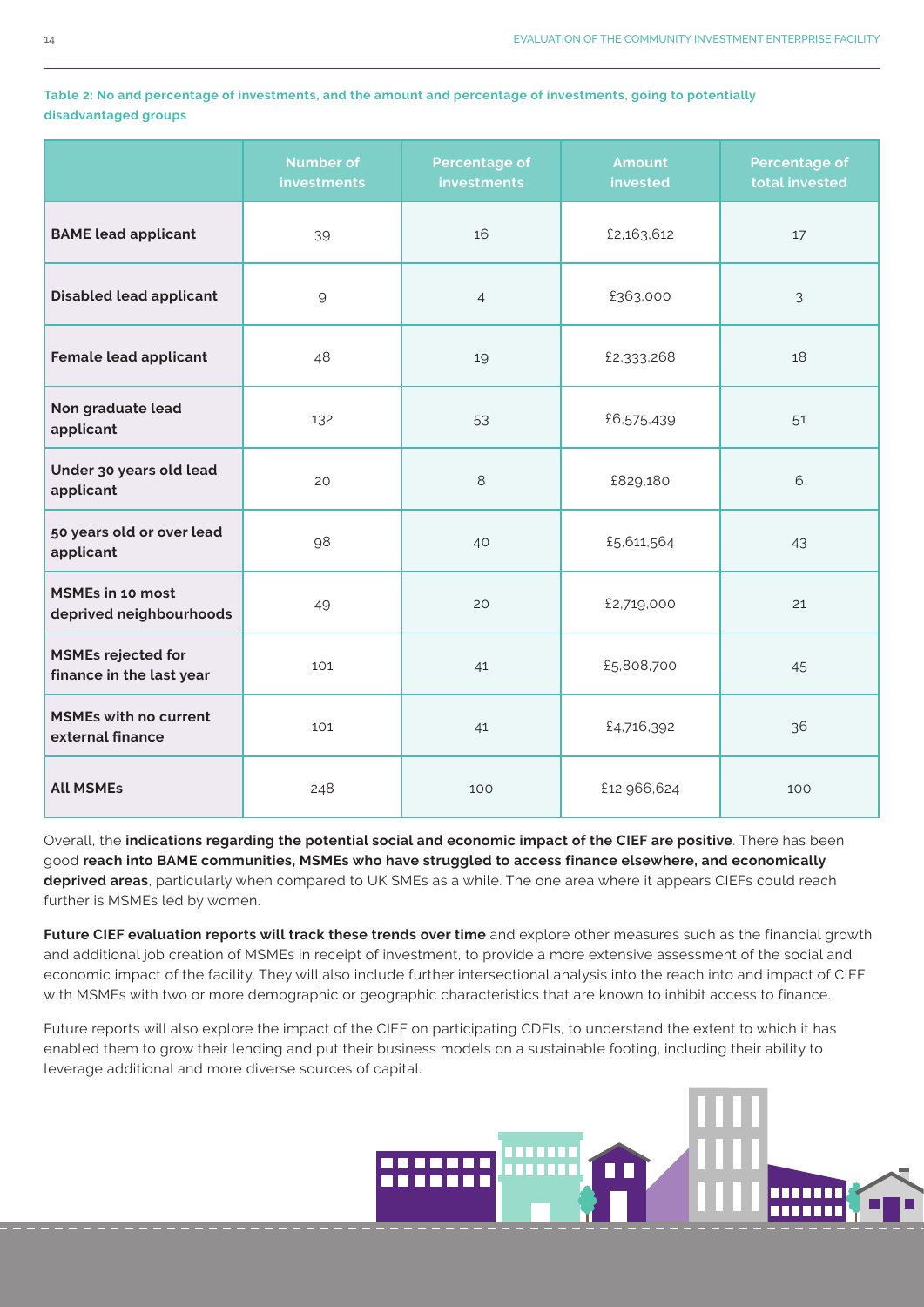**Table 2: No and percentage of investments, and the amount and percentage of investments, going to potentially disadvantaged groups**

| | Number of investments | Percentage of investments | Amount invested | Percentage of total invested |
|---|---|---|---|---|
| **BAME lead applicant** | 39 | 16 | £2,163,612 | 17 |
| **Disabled lead applicant** | 9 | 4 | £363,000 | 3 |
| **Female lead applicant** | 48 | 19 | £2,333,268 | 18 |
| **Non graduate lead applicant** | 132 | 53 | £6,575,439 | 51 |
| **Under 30 years old lead applicant** | 20 | 8 | £829,180 | 6 |
| **50 years old or over lead applicant** | 98 | 40 | £5,611,564 | 43 |
| **MSMEs in 10 most deprived neighbourhoods** | 49 | 20 | £2,719,000 | 21 |
| **MSMEs rejected for finance in the last year** | 101 | 41 | £5,808,700 | 45 |
| **MSMEs with no current external finance** | 101 | 41 | £4,716,392 | 36 |
| **All MSMEs** | 248 | 100 | £12,966,624 | 100 |

Overall, the **indications regarding the potential social and economic impact of the CIEF are positive**. There has been good **reach into BAME communities, MSMEs who have struggled to access finance elsewhere, and economically deprived areas**, particularly when compared to UK SMEs as a while. The one area where it appears CIEFs could reach further is MSMEs led by women.

**Future CIEF evaluation reports will track these trends over time** and explore other measures such as the financial growth and additional job creation of MSMEs in receipt of investment, to provide a more extensive assessment of the social and economic impact of the facility. They will also include further intersectional analysis into the reach into and impact of CIEF with MSMEs with two or more demographic or geographic characteristics that are known to inhibit access to finance.

Future reports will also explore the impact of the CIEF on participating CDFIs, to understand the extent to which it has enabled them to grow their lending and put their business models on a sustainable footing, including their ability to leverage additional and more diverse sources of capital.